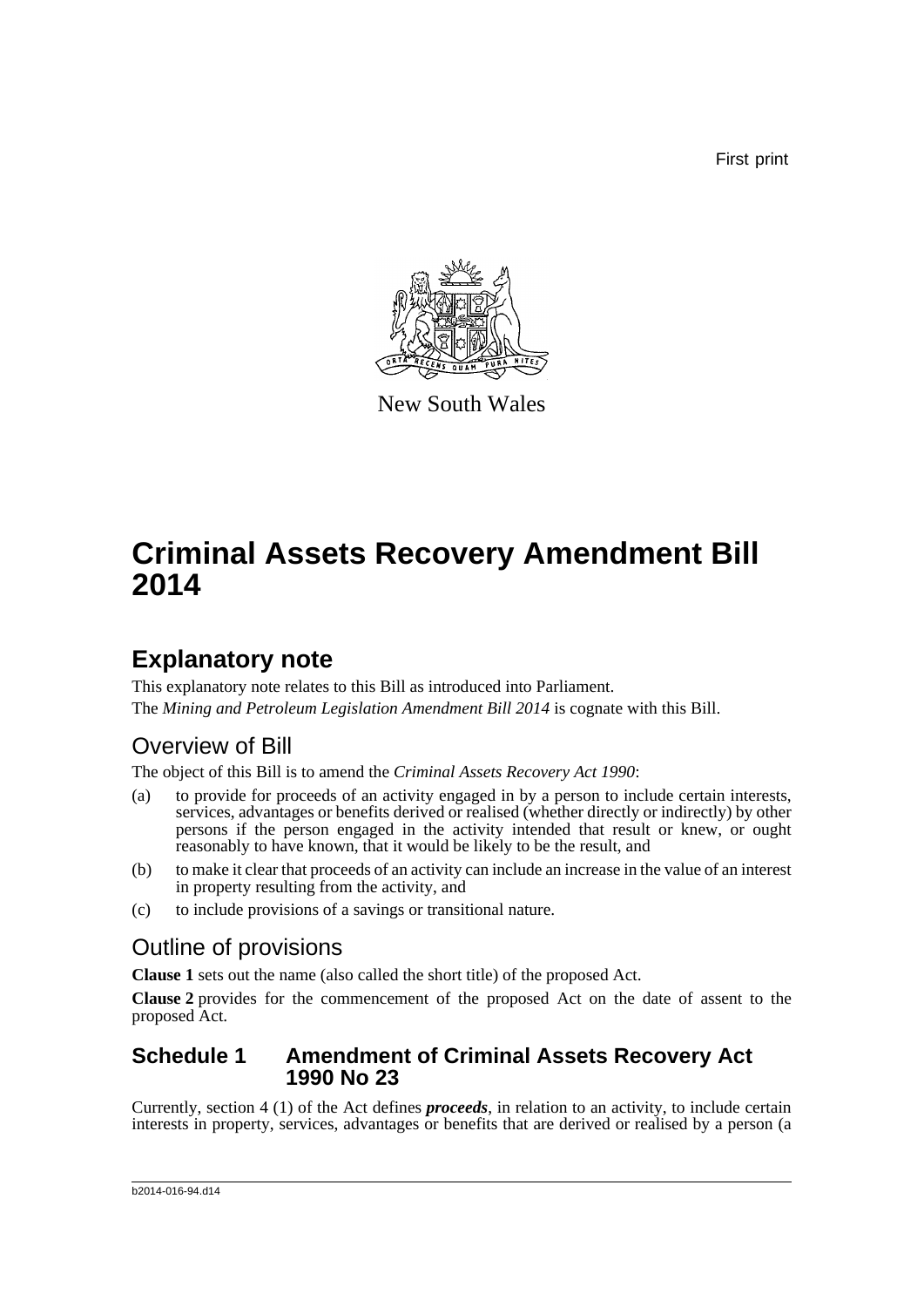First print

New South Wales

# Criminal Assets Recovery Amendment Bill 2014

## Explanatory note

This explanatory note relates to this Bill as introduced into Parliament.

The *Mining and Petroleum Legislation Amendment Bill 2014* is cognate with this Bill.

### Overview of Bill

The object of this Bill is to amend the *Criminal Assets Recovery Act 1990*:

(a) to provide for proceeds of an activity engaged in by a person to include certain interests, services, advantages or benefits derived or realised (whether directly or indirectly) by other persons if the person engaged in the activity intended that result or knew, or ought reasonably to have known, that it would be likely to be the result, and

(b) to make it clear that proceeds of an activity can include an increase in the value of an interest in property resulting from the activity, and

(c) to include provisions of a savings or transitional nature.

### Outline of provisions

**Clause 1** sets out the name (also called the short title) of the proposed Act.

**Clause 2** provides for the commencement of the proposed Act on the date of assent to the proposed Act.

### Schedule 1 Amendment of Criminal Assets Recovery Act 1990 No 23

Currently, section 4 (1) of the Act defines ***proceeds***, in relation to an activity, to include certain interests in property, services, advantages or benefits that are derived or realised by a person (a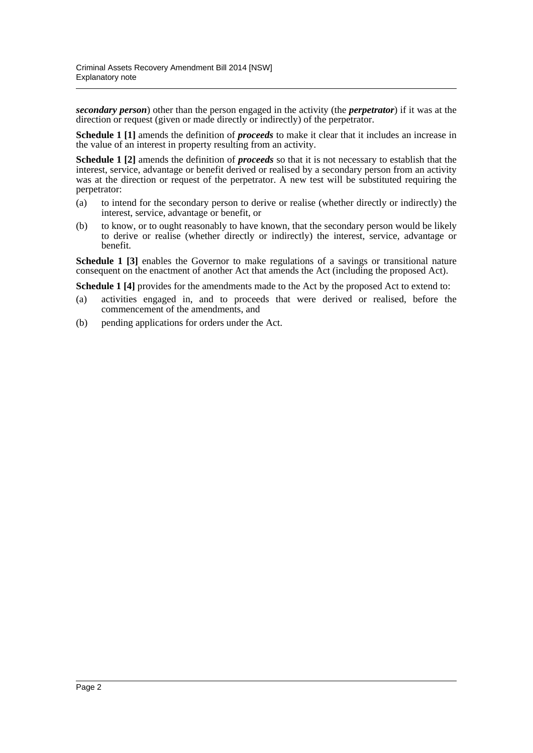***secondary person***) other than the person engaged in the activity (the ***perpetrator***) if it was at the direction or request (given or made directly or indirectly) of the perpetrator.

**Schedule 1 [1]** amends the definition of ***proceeds*** to make it clear that it includes an increase in the value of an interest in property resulting from an activity.

**Schedule 1 [2]** amends the definition of ***proceeds*** so that it is not necessary to establish that the interest, service, advantage or benefit derived or realised by a secondary person from an activity was at the direction or request of the perpetrator. A new test will be substituted requiring the perpetrator:

(a) to intend for the secondary person to derive or realise (whether directly or indirectly) the interest, service, advantage or benefit, or

(b) to know, or to ought reasonably to have known, that the secondary person would be likely to derive or realise (whether directly or indirectly) the interest, service, advantage or benefit.

**Schedule 1 [3]** enables the Governor to make regulations of a savings or transitional nature consequent on the enactment of another Act that amends the Act (including the proposed Act).

**Schedule 1 [4]** provides for the amendments made to the Act by the proposed Act to extend to:

(a) activities engaged in, and to proceeds that were derived or realised, before the commencement of the amendments, and

(b) pending applications for orders under the Act.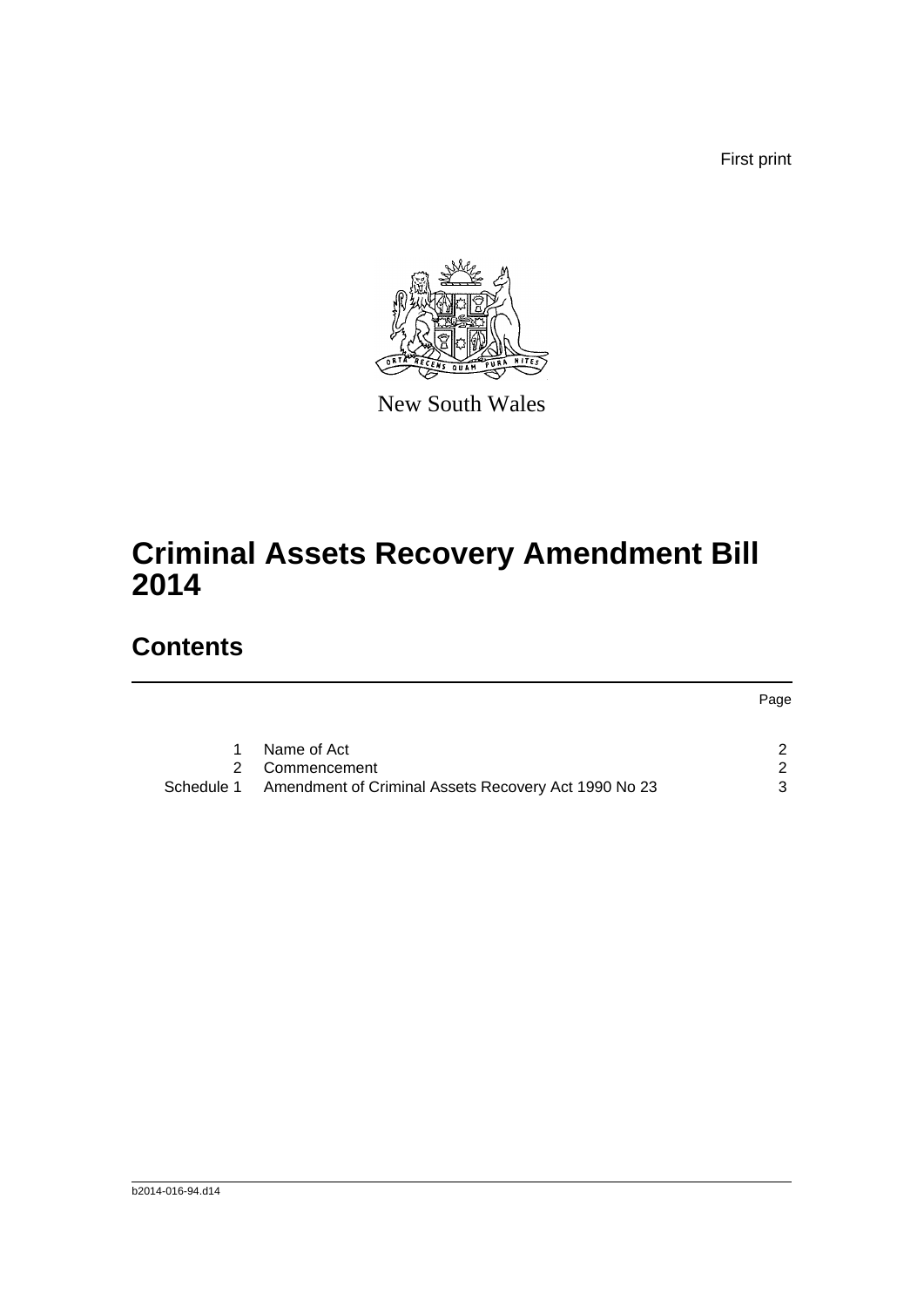First print

New South Wales

# Criminal Assets Recovery Amendment Bill 2014

## Contents

| | | Page |
|---|---|---|
| 1 | Name of Act | 2 |
| 2 | Commencement | 2 |
| Schedule 1 | Amendment of Criminal Assets Recovery Act 1990 No 23 | 3 |

b2014-016-94.d14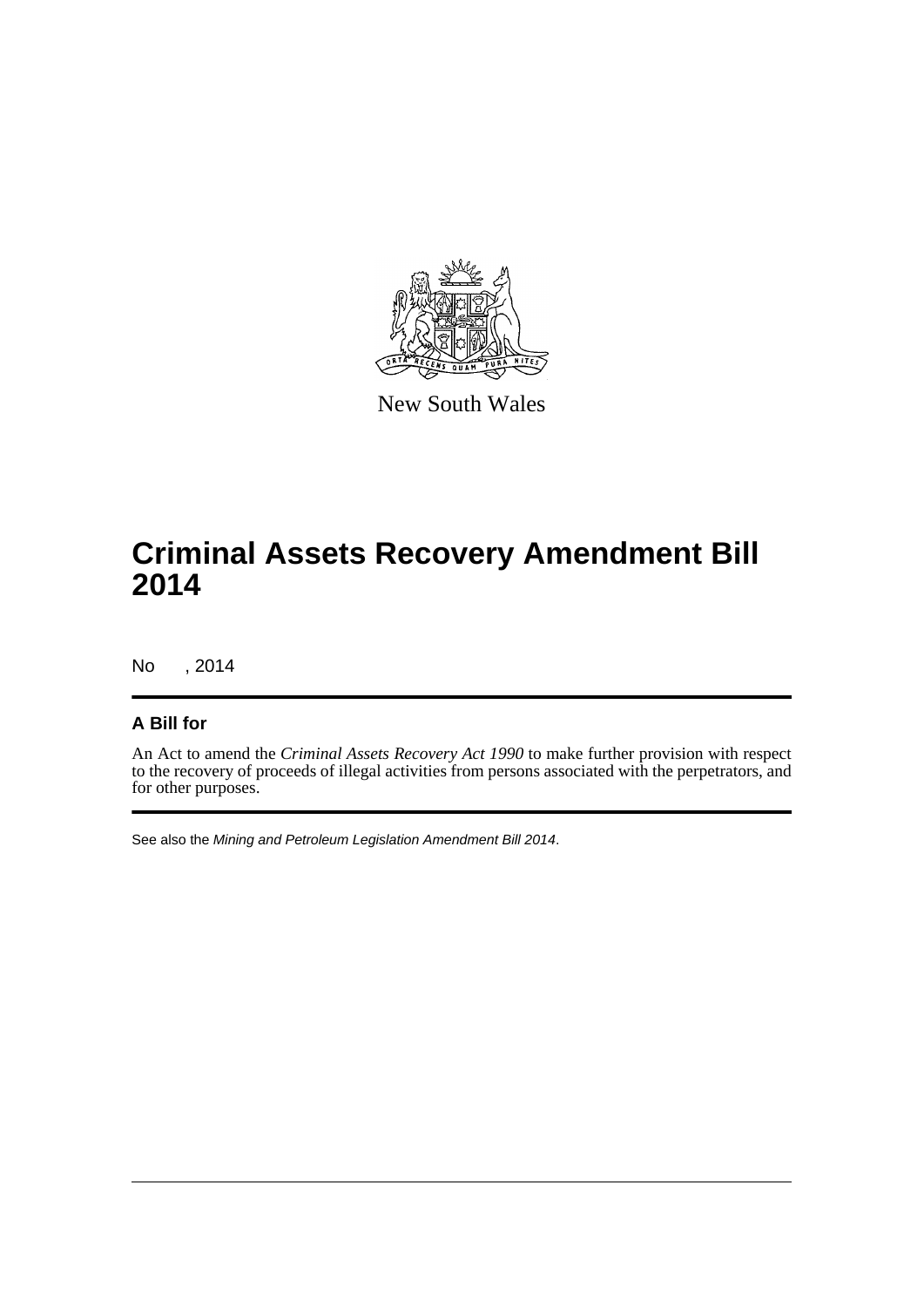New South Wales

# Criminal Assets Recovery Amendment Bill 2014

No , 2014

## A Bill for

An Act to amend the *Criminal Assets Recovery Act 1990* to make further provision with respect to the recovery of proceeds of illegal activities from persons associated with the perpetrators, and for other purposes.

See also the *Mining and Petroleum Legislation Amendment Bill 2014*.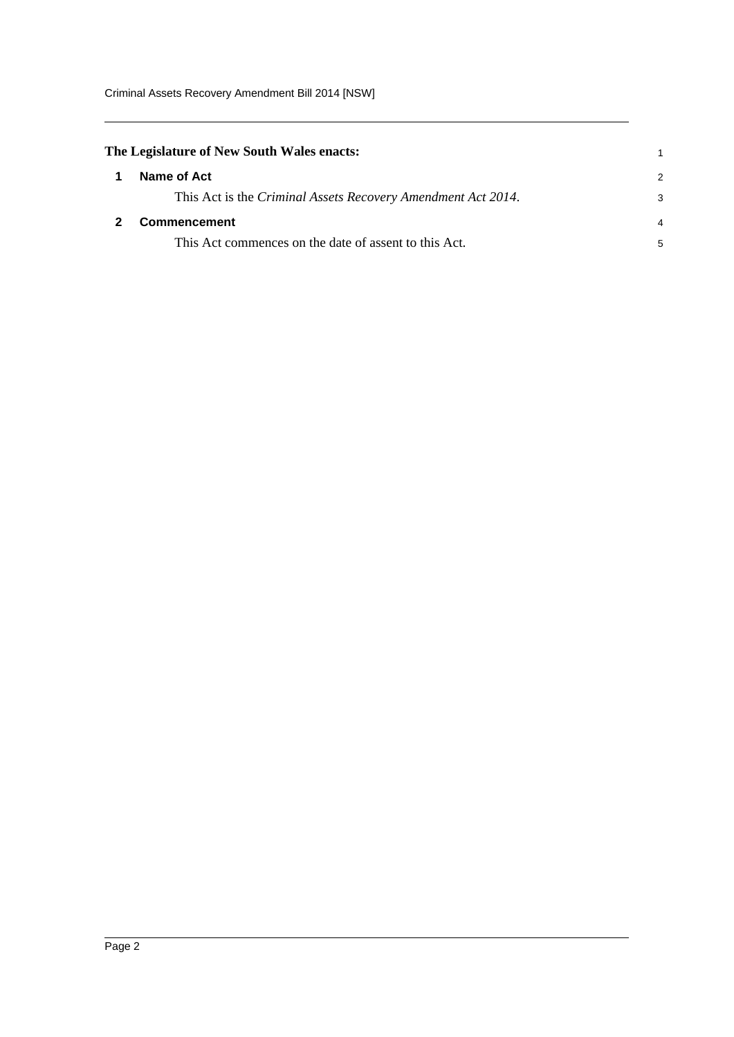**The Legislature of New South Wales enacts:**

## 1 Name of Act

This Act is the *Criminal Assets Recovery Amendment Act 2014*.

## 2 Commencement

This Act commences on the date of assent to this Act.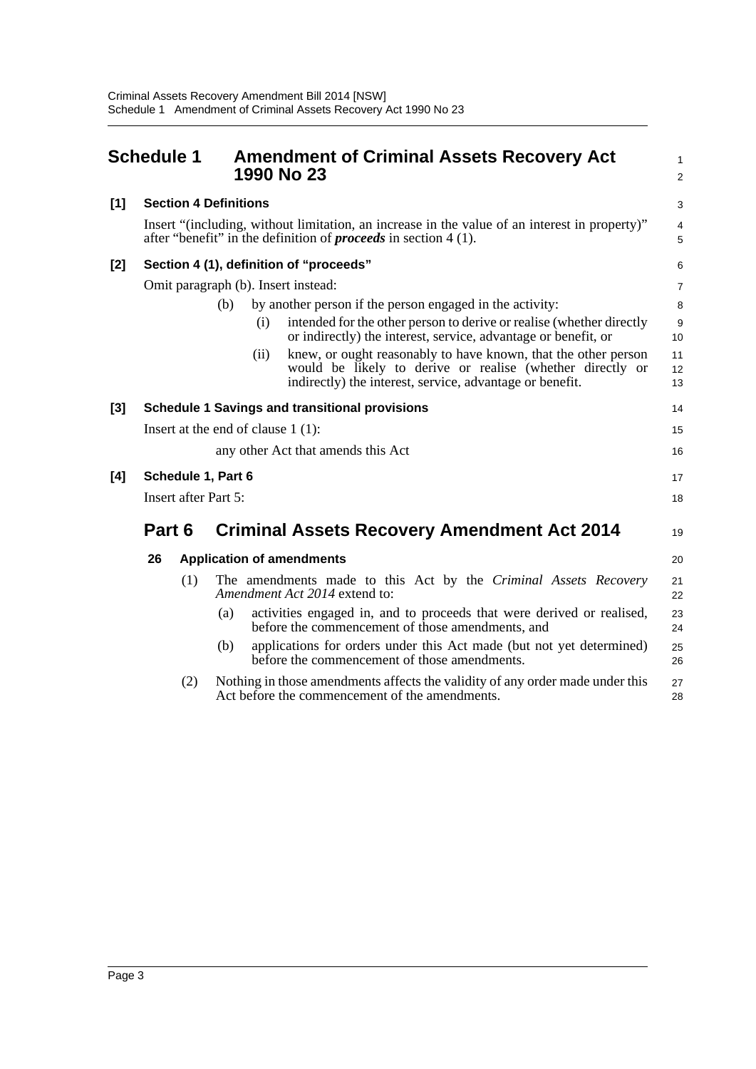## Schedule 1 Amendment of Criminal Assets Recovery Act 1990 No 23

### [1] Section 4 Definitions

Insert "(including, without limitation, an increase in the value of an interest in property)" after "benefit" in the definition of ***proceeds*** in section 4 (1).

### [2] Section 4 (1), definition of "proceeds"

Omit paragraph (b). Insert instead:

(b) by another person if the person engaged in the activity:

(i) intended for the other person to derive or realise (whether directly or indirectly) the interest, service, advantage or benefit, or

(ii) knew, or ought reasonably to have known, that the other person would be likely to derive or realise (whether directly or indirectly) the interest, service, advantage or benefit.

### [3] Schedule 1 Savings and transitional provisions

Insert at the end of clause 1 (1):

any other Act that amends this Act

### [4] Schedule 1, Part 6

Insert after Part 5:

## Part 6 Criminal Assets Recovery Amendment Act 2014

### 26 Application of amendments

(1) The amendments made to this Act by the *Criminal Assets Recovery Amendment Act 2014* extend to:

(a) activities engaged in, and to proceeds that were derived or realised, before the commencement of those amendments, and

(b) applications for orders under this Act made (but not yet determined) before the commencement of those amendments.

(2) Nothing in those amendments affects the validity of any order made under this Act before the commencement of the amendments.